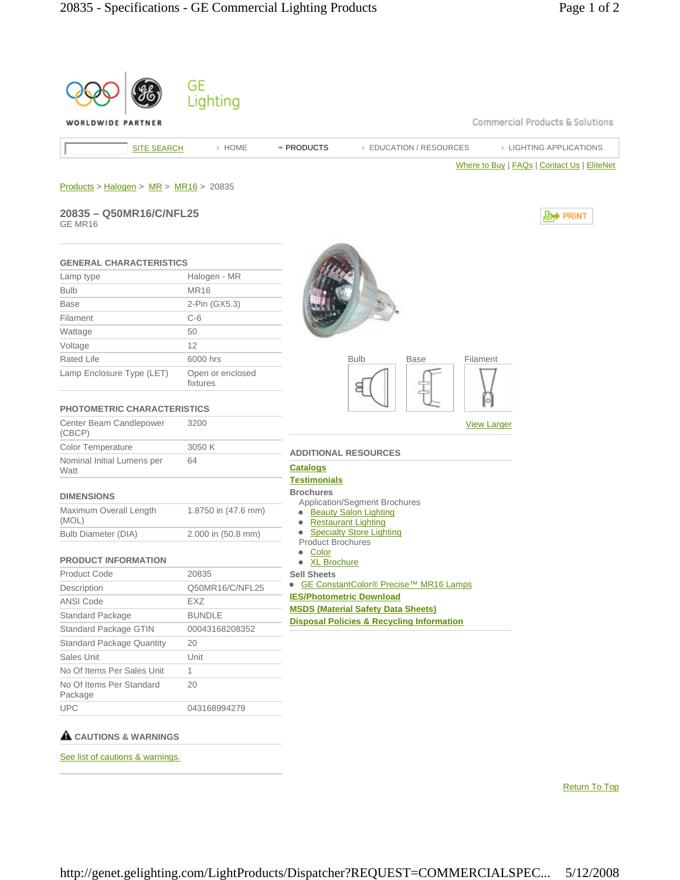GE Lighting

WORLDWIDE PARTNER

Commercial Products & Solutions

SITE SEARCH | HOME | PRODUCTS | EDUCATION / RESOURCES | LIGHTING APPLICATIONS

Where to Buy | FAQs | Contact Us | EliteNet

Products > Halogen > MR > MR16 > 20835

## 20835 – Q50MR16/C/NFL25

GE MR16

PRINT

### GENERAL CHARACTERISTICS

| | |
|---|---|
| Lamp type | Halogen - MR |
| Bulb | MR16 |
| Base | 2-Pin (GX5.3) |
| Filament | C-6 |
| Wattage | 50 |
| Voltage | 12 |
| Rated Life | 6000 hrs |
| Lamp Enclosure Type (LET) | Open or enclosed fixtures |

### PHOTOMETRIC CHARACTERISTICS

| | |
|---|---|
| Center Beam Candlepower (CBCP) | 3200 |
| Color Temperature | 3050 K |
| Nominal Initial Lumens per Watt | 64 |

### DIMENSIONS

| | |
|---|---|
| Maximum Overall Length (MOL) | 1.8750 in (47.6 mm) |
| Bulb Diameter (DIA) | 2.000 in (50.8 mm) |

### PRODUCT INFORMATION

| | |
|---|---|
| Product Code | 20835 |
| Description | Q50MR16/C/NFL25 |
| ANSI Code | EXZ |
| Standard Package | BUNDLE |
| Standard Package GTIN | 00043168208352 |
| Standard Package Quantity | 20 |
| Sales Unit | Unit |
| No Of Items Per Sales Unit | 1 |
| No Of Items Per Standard Package | 20 |
| UPC | 043168994279 |

### CAUTIONS & WARNINGS

See list of cautions & warnings.

Bulb | Base | Filament

View Larger

### ADDITIONAL RESOURCES

**Catalogs**

**Testimonials**

**Brochures**

Application/Segment Brochures
- Beauty Salon Lighting
- Restaurant Lighting
- Specialty Store Lighting

Product Brochures
- Color
- XL Brochure

**Sell Sheets**
- GE ConstantColor® Precise™ MR16 Lamps

**IES/Photometric Download**

**MSDS (Material Safety Data Sheets)**

**Disposal Policies & Recycling Information**

Return To Top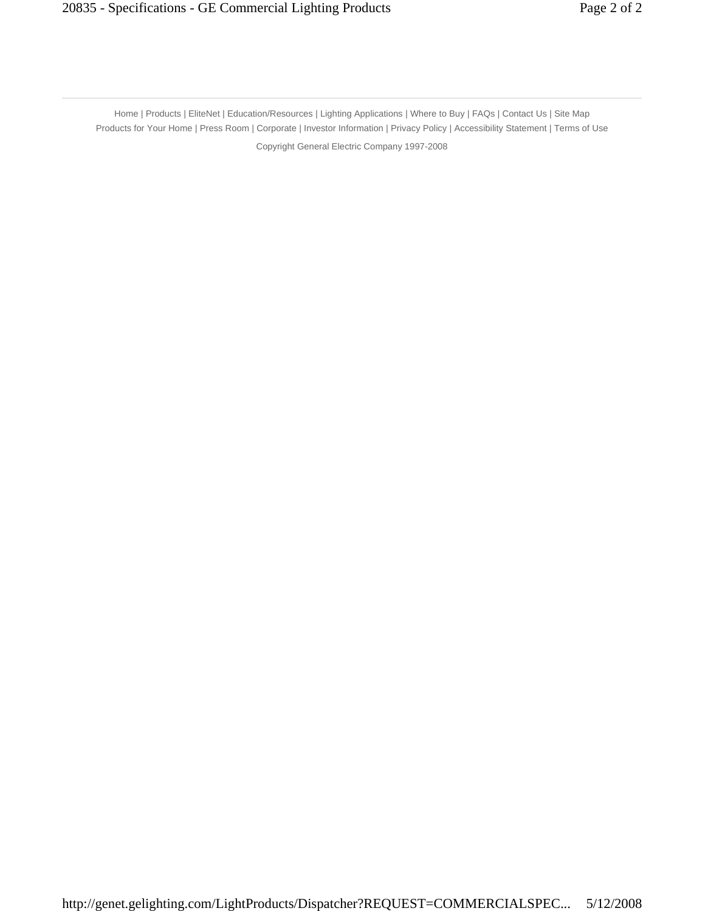Home | Products | EliteNet | Education/Resources | Lighting Applications | Where to Buy | FAQs | Contact Us | Site Map
Products for Your Home | Press Room | Corporate | Investor Information | Privacy Policy | Accessibility Statement | Terms of Use

Copyright General Electric Company 1997-2008